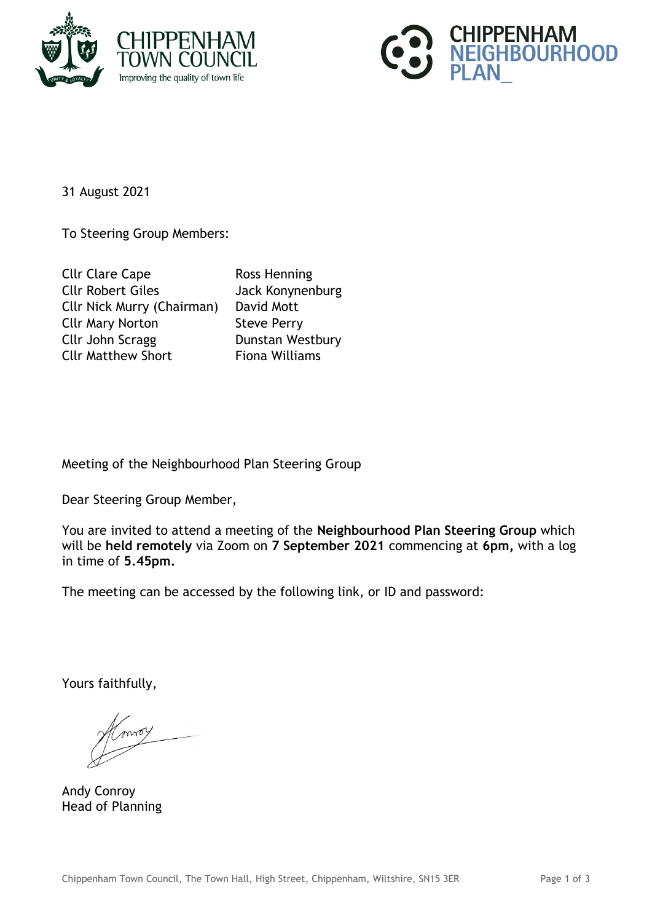31 August 2021

To Steering Group Members:

| | |
|---|---|
| Cllr Clare Cape | Ross Henning |
| Cllr Robert Giles | Jack Konynenburg |
| Cllr Nick Murry (Chairman) | David Mott |
| Cllr Mary Norton | Steve Perry |
| Cllr John Scragg | Dunstan Westbury |
| Cllr Matthew Short | Fiona Williams |

Meeting of the Neighbourhood Plan Steering Group

Dear Steering Group Member,

You are invited to attend a meeting of the **Neighbourhood Plan Steering Group** which will be **held remotely** via Zoom on **7 September 2021** commencing at **6pm,** with a log in time of **5.45pm.**

The meeting can be accessed by the following link, or ID and password:

Yours faithfully,

Andy Conroy
Head of Planning

Chippenham Town Council, The Town Hall, High Street, Chippenham, Wiltshire, SN15 3ER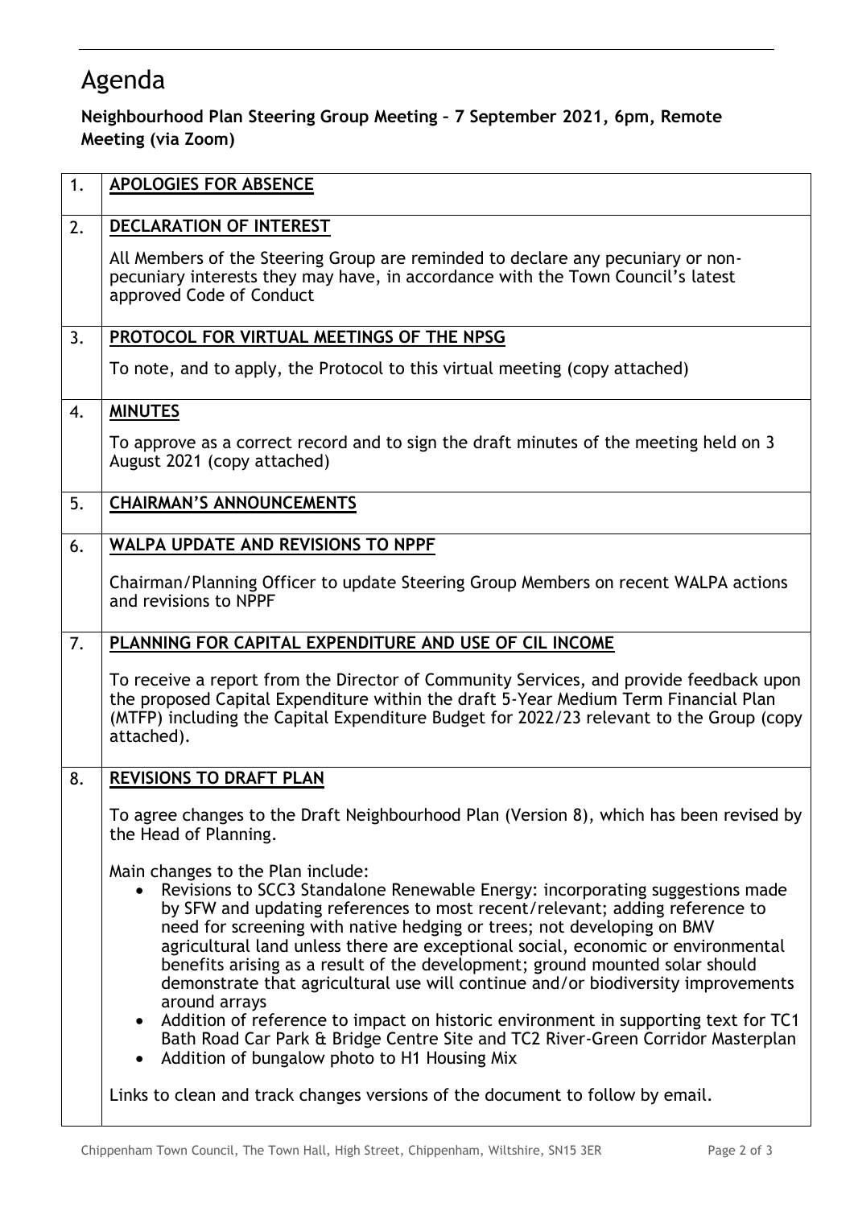# Agenda

**Neighbourhood Plan Steering Group Meeting – 7 September 2021, 6pm, Remote Meeting (via Zoom)**

| | |
|---|---|
| 1. | **APOLOGIES FOR ABSENCE** |
| 2. | **DECLARATION OF INTEREST**<br><br>All Members of the Steering Group are reminded to declare any pecuniary or non-pecuniary interests they may have, in accordance with the Town Council's latest approved Code of Conduct |
| 3. | **PROTOCOL FOR VIRTUAL MEETINGS OF THE NPSG**<br><br>To note, and to apply, the Protocol to this virtual meeting (copy attached) |
| 4. | **MINUTES**<br><br>To approve as a correct record and to sign the draft minutes of the meeting held on 3 August 2021 (copy attached) |
| 5. | **CHAIRMAN'S ANNOUNCEMENTS** |
| 6. | **WALPA UPDATE AND REVISIONS TO NPPF**<br><br>Chairman/Planning Officer to update Steering Group Members on recent WALPA actions and revisions to NPPF |
| 7. | **PLANNING FOR CAPITAL EXPENDITURE AND USE OF CIL INCOME**<br><br>To receive a report from the Director of Community Services, and provide feedback upon the proposed Capital Expenditure within the draft 5-Year Medium Term Financial Plan (MTFP) including the Capital Expenditure Budget for 2022/23 relevant to the Group (copy attached). |
| 8. | **REVISIONS TO DRAFT PLAN**<br><br>To agree changes to the Draft Neighbourhood Plan (Version 8), which has been revised by the Head of Planning.<br><br>Main changes to the Plan include:<br>• Revisions to SCC3 Standalone Renewable Energy: incorporating suggestions made by SFW and updating references to most recent/relevant; adding reference to need for screening with native hedging or trees; not developing on BMV agricultural land unless there are exceptional social, economic or environmental benefits arising as a result of the development; ground mounted solar should demonstrate that agricultural use will continue and/or biodiversity improvements around arrays<br>• Addition of reference to impact on historic environment in supporting text for TC1 Bath Road Car Park & Bridge Centre Site and TC2 River-Green Corridor Masterplan<br>• Addition of bungalow photo to H1 Housing Mix<br><br>Links to clean and track changes versions of the document to follow by email. |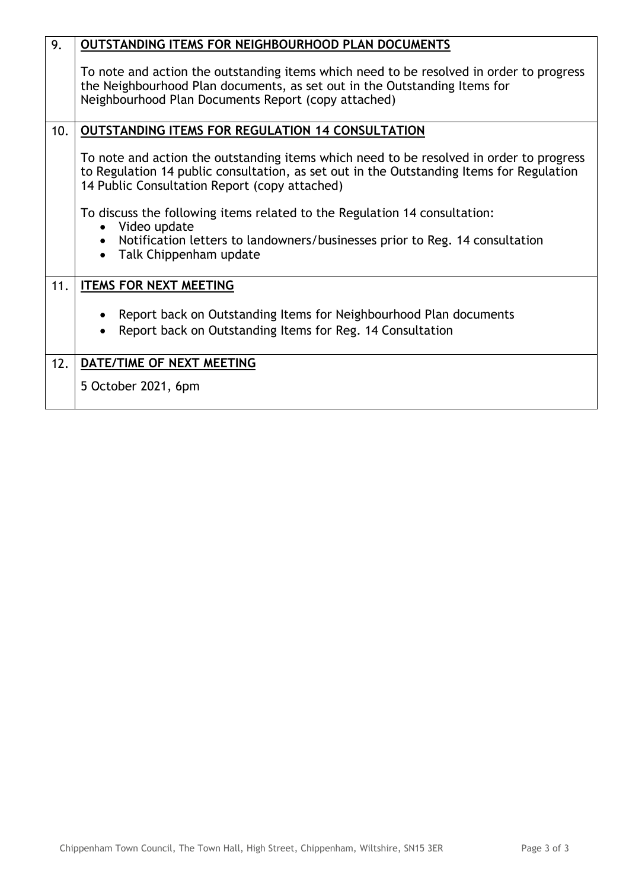## 9. OUTSTANDING ITEMS FOR NEIGHBOURHOOD PLAN DOCUMENTS

To note and action the outstanding items which need to be resolved in order to progress the Neighbourhood Plan documents, as set out in the Outstanding Items for Neighbourhood Plan Documents Report (copy attached)

## 10. OUTSTANDING ITEMS FOR REGULATION 14 CONSULTATION

To note and action the outstanding items which need to be resolved in order to progress to Regulation 14 public consultation, as set out in the Outstanding Items for Regulation 14 Public Consultation Report (copy attached)

To discuss the following items related to the Regulation 14 consultation:

- Video update
- Notification letters to landowners/businesses prior to Reg. 14 consultation
- Talk Chippenham update

## 11. ITEMS FOR NEXT MEETING

- Report back on Outstanding Items for Neighbourhood Plan documents
- Report back on Outstanding Items for Reg. 14 Consultation

## 12. DATE/TIME OF NEXT MEETING

5 October 2021, 6pm